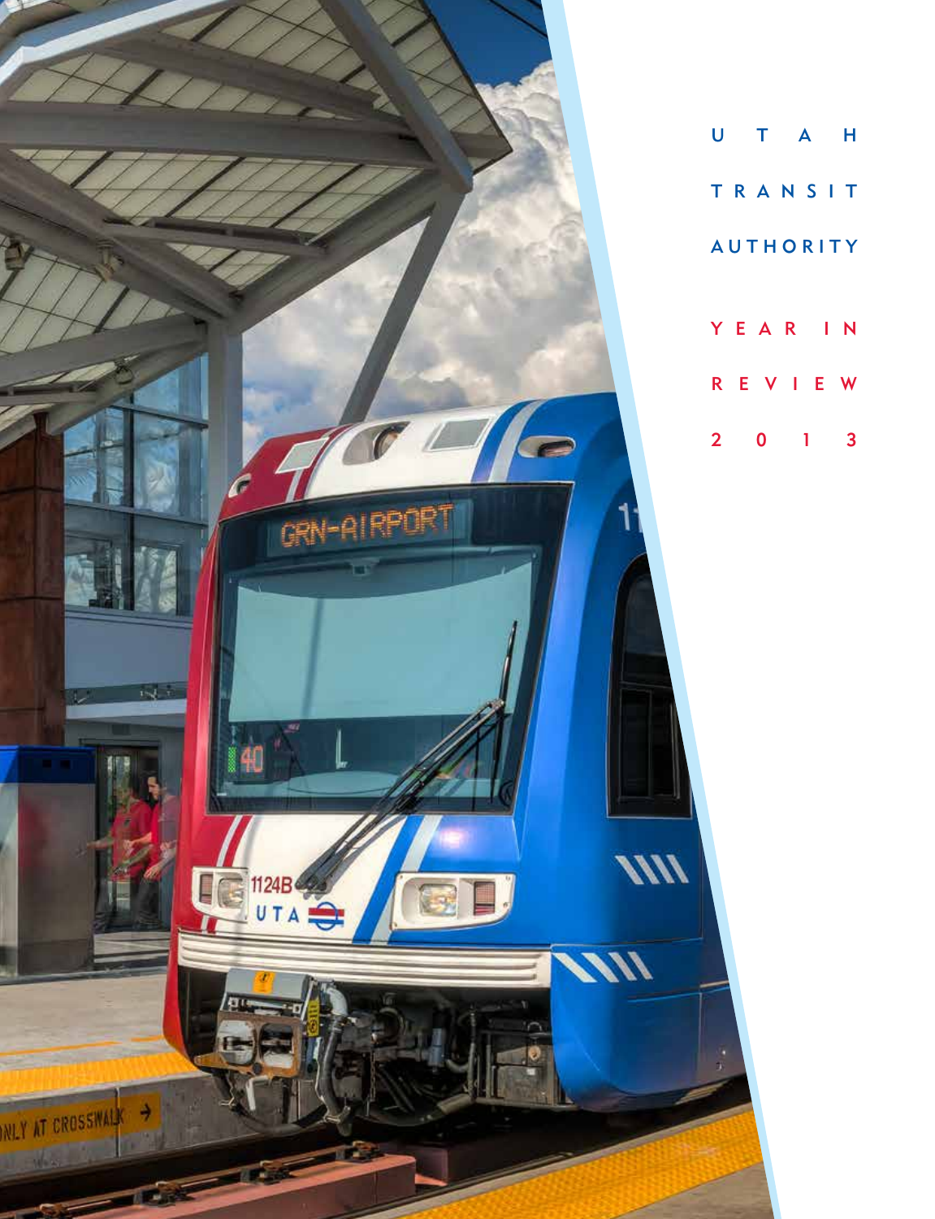# UTAH TRANSIT AUTHORITY

## YEAR IN REVIEW 2013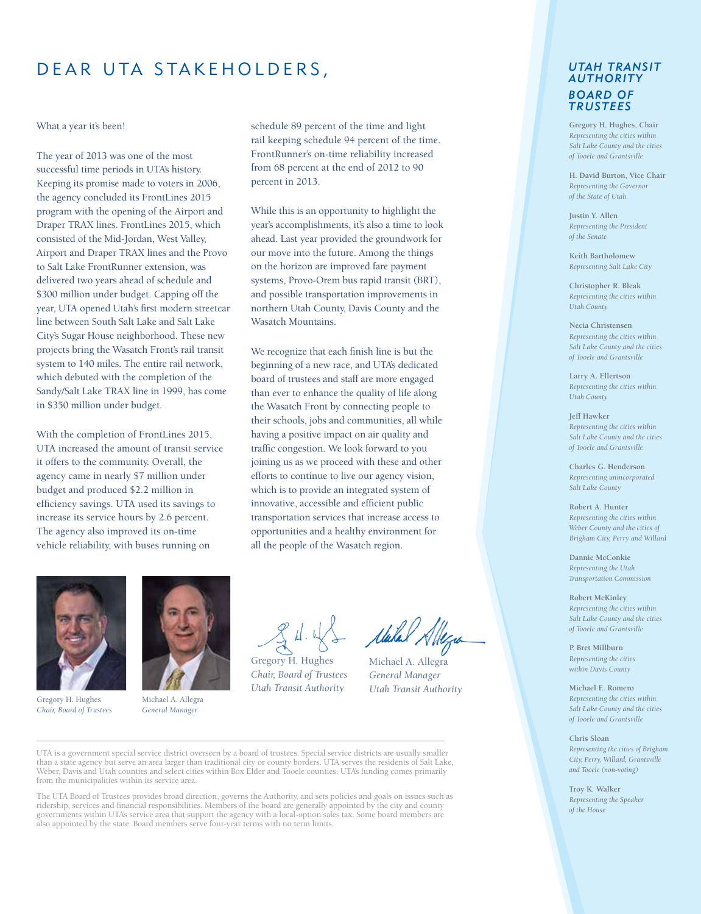# DEAR UTA STAKEHOLDERS,

What a year it's been!

The year of 2013 was one of the most successful time periods in UTA's history. Keeping its promise made to voters in 2006, the agency concluded its FrontLines 2015 program with the opening of the Airport and Draper TRAX lines. FrontLines 2015, which consisted of the Mid-Jordan, West Valley, Airport and Draper TRAX lines and the Provo to Salt Lake FrontRunner extension, was delivered two years ahead of schedule and $300 million under budget. Capping off the year, UTA opened Utah's first modern streetcar line between South Salt Lake and Salt Lake City's Sugar House neighborhood. These new projects bring the Wasatch Front's rail transit system to 140 miles. The entire rail network, which debuted with the completion of the Sandy/Salt Lake TRAX line in 1999, has come in $350 million under budget.

With the completion of FrontLines 2015, UTA increased the amount of transit service it offers to the community. Overall, the agency came in nearly $7 million under budget and produced $2.2 million in efficiency savings. UTA used its savings to increase its service hours by 2.6 percent. The agency also improved its on-time vehicle reliability, with buses running on schedule 89 percent of the time and light rail keeping schedule 94 percent of the time. FrontRunner's on-time reliability increased from 68 percent at the end of 2012 to 90 percent in 2013.

While this is an opportunity to highlight the year's accomplishments, it's also a time to look ahead. Last year provided the groundwork for our move into the future. Among the things on the horizon are improved fare payment systems, Provo-Orem bus rapid transit (BRT), and possible transportation improvements in northern Utah County, Davis County and the Wasatch Mountains.

We recognize that each finish line is but the beginning of a new race, and UTA's dedicated board of trustees and staff are more engaged than ever to enhance the quality of life along the Wasatch Front by connecting people to their schools, jobs and communities, all while having a positive impact on air quality and traffic congestion. We look forward to you joining us as we proceed with these and other efforts to continue to live our agency vision, which is to provide an integrated system of innovative, accessible and efficient public transportation services that increase access to opportunities and a healthy environment for all the people of the Wasatch region.

Gregory H. Hughes
*Chair, Board of Trustees*

Michael A. Allegra
*General Manager*

Gregory H. Hughes
*Chair, Board of Trustees*
*Utah Transit Authority*

Michael A. Allegra
*General Manager*
*Utah Transit Authority*

UTA is a government special service district overseen by a board of trustees. Special service districts are usually smaller than a state agency but serve an area larger than traditional city or county borders. UTA serves the residents of Salt Lake, Weber, Davis and Utah counties and select cities within Box Elder and Tooele counties. UTA's funding comes primarily from the municipalities within its service area.

The UTA Board of Trustees provides broad direction, governs the Authority, and sets policies and goals on issues such as ridership, services and financial responsibilities. Members of the board are generally appointed by the city and county governments within UTA's service area that support the agency with a local-option sales tax. Some board members are also appointed by the state. Board members serve four-year terms with no term limits.

## UTAH TRANSIT AUTHORITY BOARD OF TRUSTEES

**Gregory H. Hughes, Chair**
*Representing the cities within Salt Lake County and the cities of Tooele and Grantsville*

**H. David Burton, Vice Chair**
*Representing the Governor of the State of Utah*

**Justin Y. Allen**
*Representing the President of the Senate*

**Keith Bartholomew**
*Representing Salt Lake City*

**Christopher R. Bleak**
*Representing the cities within Utah County*

**Necia Christensen**
*Representing the cities within Salt Lake County and the cities of Tooele and Grantsville*

**Larry A. Ellertson**
*Representing the cities within Utah County*

**Jeff Hawker**
*Representing the cities within Salt Lake County and the cities of Tooele and Grantsville*

**Charles G. Henderson**
*Representing unincorporated Salt Lake County*

**Robert A. Hunter**
*Representing the cities within Weber County and the cities of Brigham City, Perry and Willard*

**Dannie McConkie**
*Representing the Utah Transportation Commission*

**Robert McKinley**
*Representing the cities within Salt Lake County and the cities of Tooele and Grantsville*

**P. Bret Millburn**
*Representing the cities within Davis County*

**Michael E. Romero**
*Representing the cities within Salt Lake County and the cities of Tooele and Grantsville*

**Chris Sloan**
*Representing the cities of Brigham City, Perry, Willard, Grantsville and Tooele (non-voting)*

**Troy K. Walker**
*Representing the Speaker of the House*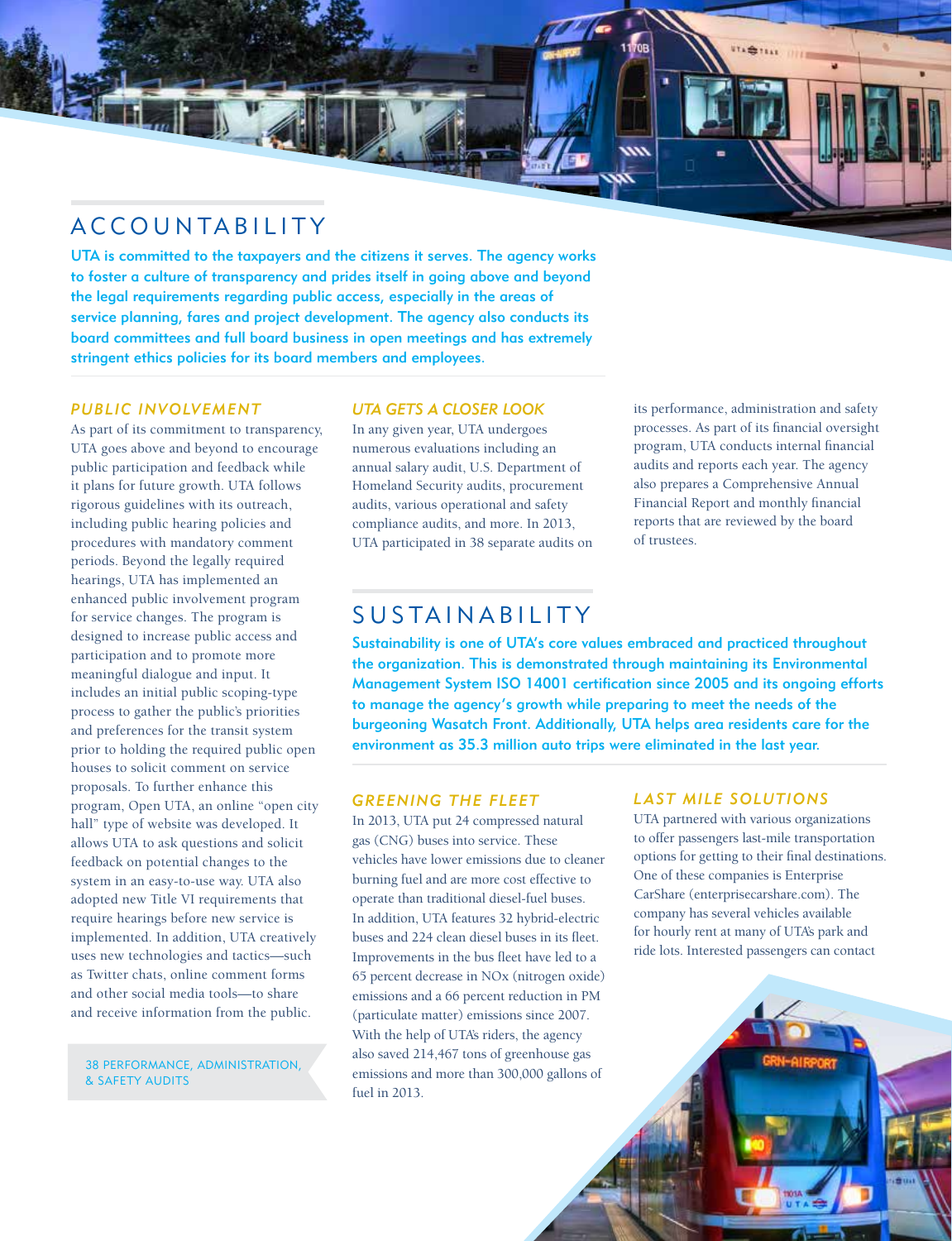# ACCOUNTABILITY

**UTA is committed to the taxpayers and the citizens it serves. The agency works to foster a culture of transparency and prides itself in going above and beyond the legal requirements regarding public access, especially in the areas of service planning, fares and project development. The agency also conducts its board committees and full board business in open meetings and has extremely stringent ethics policies for its board members and employees.**

### *PUBLIC INVOLVEMENT*

As part of its commitment to transparency, UTA goes above and beyond to encourage public participation and feedback while it plans for future growth. UTA follows rigorous guidelines with its outreach, including public hearing policies and procedures with mandatory comment periods. Beyond the legally required hearings, UTA has implemented an enhanced public involvement program for service changes. The program is designed to increase public access and participation and to promote more meaningful dialogue and input. It includes an initial public scoping-type process to gather the public's priorities and preferences for the transit system prior to holding the required public open houses to solicit comment on service proposals. To further enhance this program, Open UTA, an online "open city hall" type of website was developed. It allows UTA to ask questions and solicit feedback on potential changes to the system in an easy-to-use way. UTA also adopted new Title VI requirements that require hearings before new service is implemented. In addition, UTA creatively uses new technologies and tactics—such as Twitter chats, online comment forms and other social media tools—to share and receive information from the public.

38 PERFORMANCE, ADMINISTRATION, & SAFETY AUDITS

### *UTA GETS A CLOSER LOOK*

In any given year, UTA undergoes numerous evaluations including an annual salary audit, U.S. Department of Homeland Security audits, procurement audits, various operational and safety compliance audits, and more. In 2013, UTA participated in 38 separate audits on its performance, administration and safety processes. As part of its financial oversight program, UTA conducts internal financial audits and reports each year. The agency also prepares a Comprehensive Annual Financial Report and monthly financial reports that are reviewed by the board of trustees.

# SUSTAINABILITY

**Sustainability is one of UTA's core values embraced and practiced throughout the organization. This is demonstrated through maintaining its Environmental Management System ISO 14001 certification since 2005 and its ongoing efforts to manage the agency's growth while preparing to meet the needs of the burgeoning Wasatch Front. Additionally, UTA helps area residents care for the environment as 35.3 million auto trips were eliminated in the last year.**

### *GREENING THE FLEET*

In 2013, UTA put 24 compressed natural gas (CNG) buses into service. These vehicles have lower emissions due to cleaner burning fuel and are more cost effective to operate than traditional diesel-fuel buses. In addition, UTA features 32 hybrid-electric buses and 224 clean diesel buses in its fleet. Improvements in the bus fleet have led to a 65 percent decrease in NOx (nitrogen oxide) emissions and a 66 percent reduction in PM (particulate matter) emissions since 2007. With the help of UTA's riders, the agency also saved 214,467 tons of greenhouse gas emissions and more than 300,000 gallons of fuel in 2013.

### *LAST MILE SOLUTIONS*

UTA partnered with various organizations to offer passengers last-mile transportation options for getting to their final destinations. One of these companies is Enterprise CarShare (enterprisecarshare.com). The company has several vehicles available for hourly rent at many of UTA's park and ride lots. Interested passengers can contact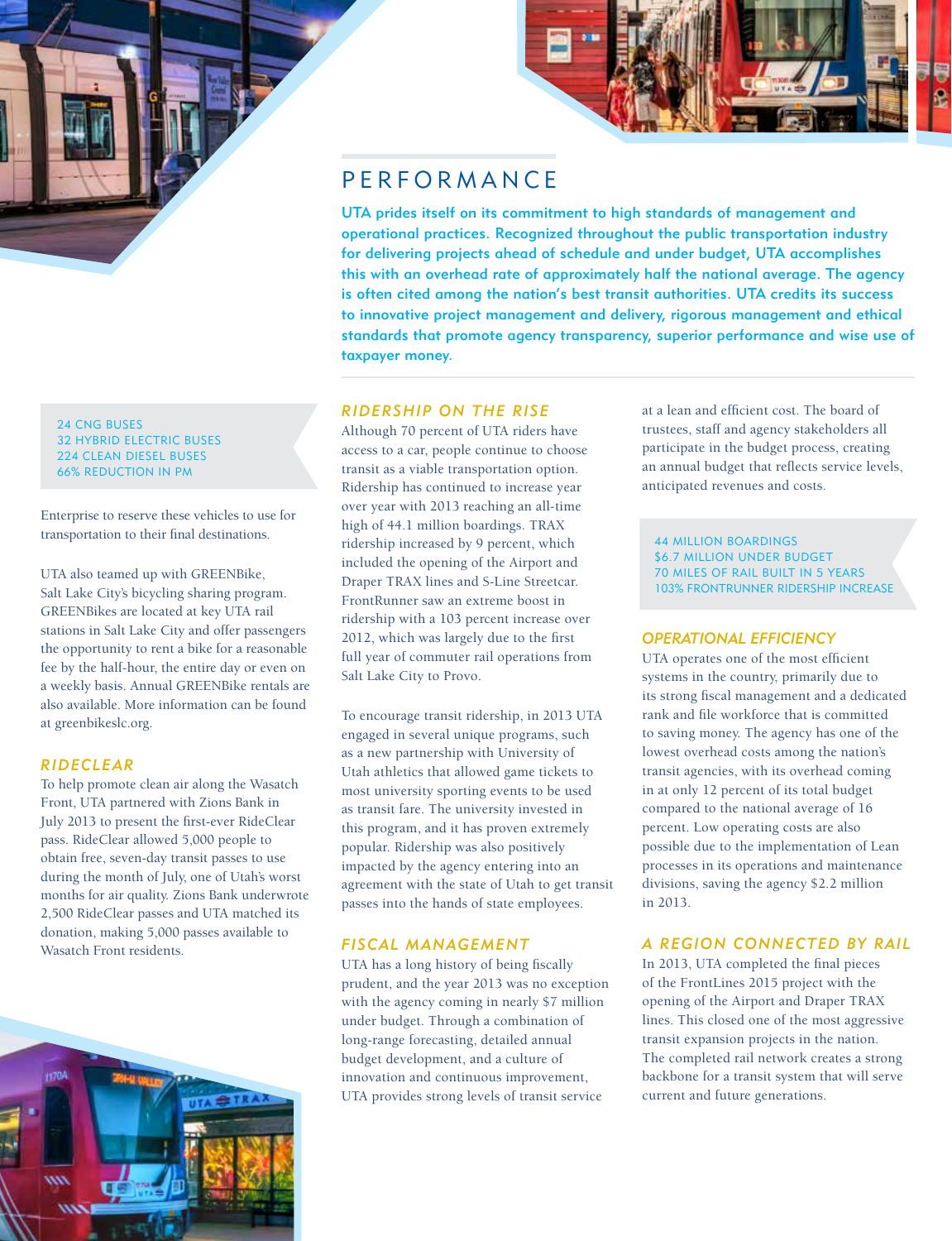# PERFORMANCE

**UTA prides itself on its commitment to high standards of management and operational practices. Recognized throughout the public transportation industry for delivering projects ahead of schedule and under budget, UTA accomplishes this with an overhead rate of approximately half the national average. The agency is often cited among the nation's best transit authorities. UTA credits its success to innovative project management and delivery, rigorous management and ethical standards that promote agency transparency, superior performance and wise use of taxpayer money.**

24 CNG BUSES
32 HYBRID ELECTRIC BUSES
224 CLEAN DIESEL BUSES
66% REDUCTION IN PM

Enterprise to reserve these vehicles to use for transportation to their final destinations.

UTA also teamed up with GREENBike, Salt Lake City's bicycling sharing program. GREENBikes are located at key UTA rail stations in Salt Lake City and offer passengers the opportunity to rent a bike for a reasonable fee by the half-hour, the entire day or even on a weekly basis. Annual GREENBike rentals are also available. More information can be found at greenbikeslc.org.

## RIDECLEAR

To help promote clean air along the Wasatch Front, UTA partnered with Zions Bank in July 2013 to present the first-ever RideClear pass. RideClear allowed 5,000 people to obtain free, seven-day transit passes to use during the month of July, one of Utah's worst months for air quality. Zions Bank underwrote 2,500 RideClear passes and UTA matched its donation, making 5,000 passes available to Wasatch Front residents.

## RIDERSHIP ON THE RISE

Although 70 percent of UTA riders have access to a car, people continue to choose transit as a viable transportation option. Ridership has continued to increase year over year with 2013 reaching an all-time high of 44.1 million boardings. TRAX ridership increased by 9 percent, which included the opening of the Airport and Draper TRAX lines and S-Line Streetcar. FrontRunner saw an extreme boost in ridership with a 103 percent increase over 2012, which was largely due to the first full year of commuter rail operations from Salt Lake City to Provo.

To encourage transit ridership, in 2013 UTA engaged in several unique programs, such as a new partnership with University of Utah athletics that allowed game tickets to most university sporting events to be used as transit fare. The university invested in this program, and it has proven extremely popular. Ridership was also positively impacted by the agency entering into an agreement with the state of Utah to get transit passes into the hands of state employees.

## FISCAL MANAGEMENT

UTA has a long history of being fiscally prudent, and the year 2013 was no exception with the agency coming in nearly $7 million under budget. Through a combination of long-range forecasting, detailed annual budget development, and a culture of innovation and continuous improvement, UTA provides strong levels of transit service at a lean and efficient cost. The board of trustees, staff and agency stakeholders all participate in the budget process, creating an annual budget that reflects service levels, anticipated revenues and costs.

44 MILLION BOARDINGS
$6.7 MILLION UNDER BUDGET
70 MILES OF RAIL BUILT IN 5 YEARS
103% FRONTRUNNER RIDERSHIP INCREASE

## OPERATIONAL EFFICIENCY

UTA operates one of the most efficient systems in the country, primarily due to its strong fiscal management and a dedicated rank and file workforce that is committed to saving money. The agency has one of the lowest overhead costs among the nation's transit agencies, with its overhead coming in at only 12 percent of its total budget compared to the national average of 16 percent. Low operating costs are also possible due to the implementation of Lean processes in its operations and maintenance divisions, saving the agency $2.2 million in 2013.

## A REGION CONNECTED BY RAIL

In 2013, UTA completed the final pieces of the FrontLines 2015 project with the opening of the Airport and Draper TRAX lines. This closed one of the most aggressive transit expansion projects in the nation. The completed rail network creates a strong backbone for a transit system that will serve current and future generations.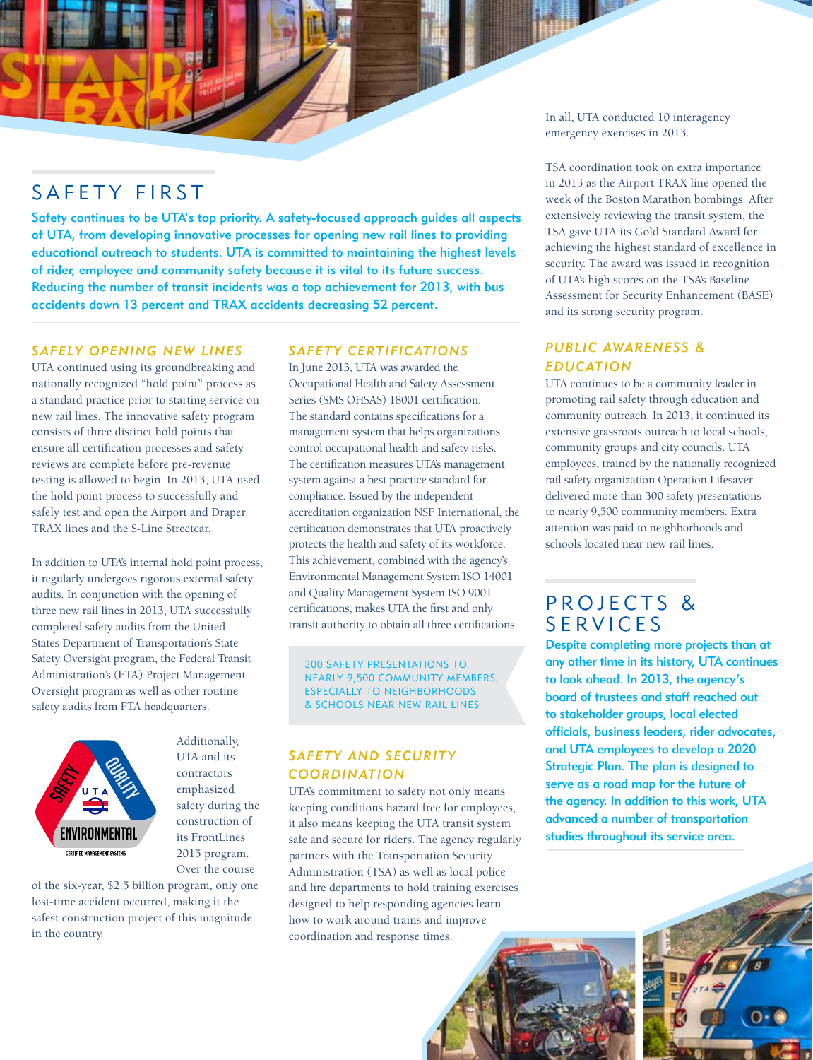# SAFETY FIRST

**Safety continues to be UTA's top priority. A safety-focused approach guides all aspects of UTA, from developing innovative processes for opening new rail lines to providing educational outreach to students. UTA is committed to maintaining the highest levels of rider, employee and community safety because it is vital to its future success. Reducing the number of transit incidents was a top achievement for 2013, with bus accidents down 13 percent and TRAX accidents decreasing 52 percent.**

### *SAFELY OPENING NEW LINES*

UTA continued using its groundbreaking and nationally recognized "hold point" process as a standard practice prior to starting service on new rail lines. The innovative safety program consists of three distinct hold points that ensure all certification processes and safety reviews are complete before pre-revenue testing is allowed to begin. In 2013, UTA used the hold point process to successfully and safely test and open the Airport and Draper TRAX lines and the S-Line Streetcar.

In addition to UTA's internal hold point process, it regularly undergoes rigorous external safety audits. In conjunction with the opening of three new rail lines in 2013, UTA successfully completed safety audits from the United States Department of Transportation's State Safety Oversight program, the Federal Transit Administration's (FTA) Project Management Oversight program as well as other routine safety audits from FTA headquarters.

Additionally, UTA and its contractors emphasized safety during the construction of its FrontLines 2015 program. Over the course of the six-year, $2.5 billion program, only one lost-time accident occurred, making it the safest construction project of this magnitude in the country.

### *SAFETY CERTIFICATIONS*

In June 2013, UTA was awarded the Occupational Health and Safety Assessment Series (SMS OHSAS) 18001 certification. The standard contains specifications for a management system that helps organizations control occupational health and safety risks. The certification measures UTA's management system against a best practice standard for compliance. Issued by the independent accreditation organization NSF International, the certification demonstrates that UTA proactively protects the health and safety of its workforce. This achievement, combined with the agency's Environmental Management System ISO 14001 and Quality Management System ISO 9001 certifications, makes UTA the first and only transit authority to obtain all three certifications.

300 SAFETY PRESENTATIONS TO NEARLY 9,500 COMMUNITY MEMBERS, ESPECIALLY TO NEIGHBORHOODS & SCHOOLS NEAR NEW RAIL LINES

### *SAFETY AND SECURITY COORDINATION*

UTA's commitment to safety not only means keeping conditions hazard free for employees, it also means keeping the UTA transit system safe and secure for riders. The agency regularly partners with the Transportation Security Administration (TSA) as well as local police and fire departments to hold training exercises designed to help responding agencies learn how to work around trains and improve coordination and response times. In all, UTA conducted 10 interagency emergency exercises in 2013.

TSA coordination took on extra importance in 2013 as the Airport TRAX line opened the week of the Boston Marathon bombings. After extensively reviewing the transit system, the TSA gave UTA its Gold Standard Award for achieving the highest standard of excellence in security. The award was issued in recognition of UTA's high scores on the TSA's Baseline Assessment for Security Enhancement (BASE) and its strong security program.

### *PUBLIC AWARENESS & EDUCATION*

UTA continues to be a community leader in promoting rail safety through education and community outreach. In 2013, it continued its extensive grassroots outreach to local schools, community groups and city councils. UTA employees, trained by the nationally recognized rail safety organization Operation Lifesaver, delivered more than 300 safety presentations to nearly 9,500 community members. Extra attention was paid to neighborhoods and schools located near new rail lines.

# PROJECTS & SERVICES

**Despite completing more projects than at any other time in its history, UTA continues to look ahead. In 2013, the agency's board of trustees and staff reached out to stakeholder groups, local elected officials, business leaders, rider advocates, and UTA employees to develop a 2020 Strategic Plan. The plan is designed to serve as a road map for the future of the agency. In addition to this work, UTA advanced a number of transportation studies throughout its service area.**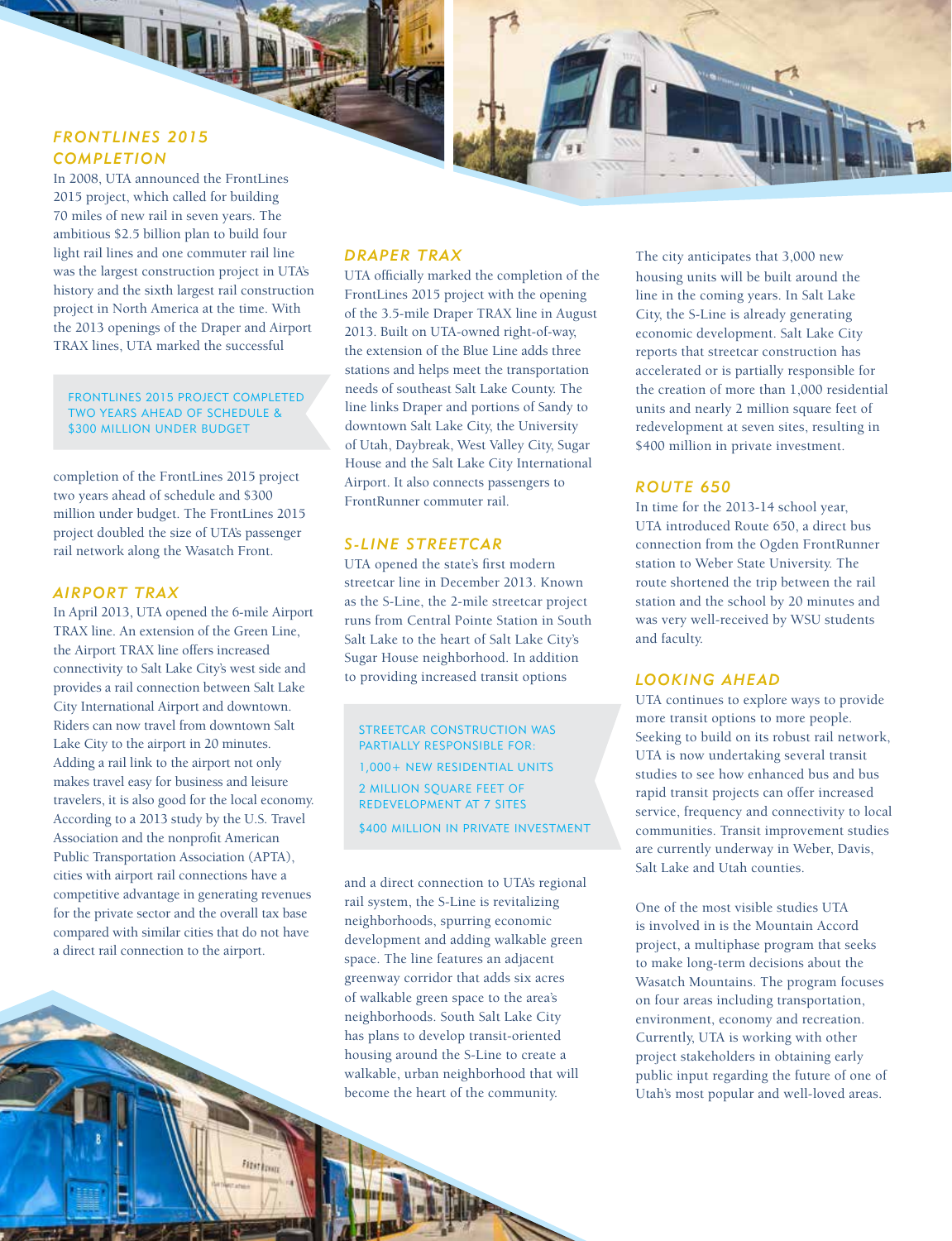## FRONTLINES 2015 COMPLETION

In 2008, UTA announced the FrontLines 2015 project, which called for building 70 miles of new rail in seven years. The ambitious $2.5 billion plan to build four light rail lines and one commuter rail line was the largest construction project in UTA's history and the sixth largest rail construction project in North America at the time. With the 2013 openings of the Draper and Airport TRAX lines, UTA marked the successful completion of the FrontLines 2015 project two years ahead of schedule and $300 million under budget. The FrontLines 2015 project doubled the size of UTA's passenger rail network along the Wasatch Front.

> FRONTLINES 2015 PROJECT COMPLETED TWO YEARS AHEAD OF SCHEDULE & $300 MILLION UNDER BUDGET

## AIRPORT TRAX

In April 2013, UTA opened the 6-mile Airport TRAX line. An extension of the Green Line, the Airport TRAX line offers increased connectivity to Salt Lake City's west side and provides a rail connection between Salt Lake City International Airport and downtown. Riders can now travel from downtown Salt Lake City to the airport in 20 minutes. Adding a rail link to the airport not only makes travel easy for business and leisure travelers, it is also good for the local economy. According to a 2013 study by the U.S. Travel Association and the nonprofit American Public Transportation Association (APTA), cities with airport rail connections have a competitive advantage in generating revenues for the private sector and the overall tax base compared with similar cities that do not have a direct rail connection to the airport.

## DRAPER TRAX

UTA officially marked the completion of the FrontLines 2015 project with the opening of the 3.5-mile Draper TRAX line in August 2013. Built on UTA-owned right-of-way, the extension of the Blue Line adds three stations and helps meet the transportation needs of southeast Salt Lake County. The line links Draper and portions of Sandy to downtown Salt Lake City, the University of Utah, Daybreak, West Valley City, Sugar House and the Salt Lake City International Airport. It also connects passengers to FrontRunner commuter rail.

## S-LINE STREETCAR

UTA opened the state's first modern streetcar line in December 2013. Known as the S-Line, the 2-mile streetcar project runs from Central Pointe Station in South Salt Lake to the heart of Salt Lake City's Sugar House neighborhood. In addition to providing increased transit options and a direct connection to UTA's regional rail system, the S-Line is revitalizing neighborhoods, spurring economic development and adding walkable green space. The line features an adjacent greenway corridor that adds six acres of walkable green space to the area's neighborhoods. South Salt Lake City has plans to develop transit-oriented housing around the S-Line to create a walkable, urban neighborhood that will become the heart of the community.

> STREETCAR CONSTRUCTION WAS PARTIALLY RESPONSIBLE FOR:
>
> 1,000+ NEW RESIDENTIAL UNITS
>
> 2 MILLION SQUARE FEET OF REDEVELOPMENT AT 7 SITES
>
> $400 MILLION IN PRIVATE INVESTMENT

The city anticipates that 3,000 new housing units will be built around the line in the coming years. In Salt Lake City, the S-Line is already generating economic development. Salt Lake City reports that streetcar construction has accelerated or is partially responsible for the creation of more than 1,000 residential units and nearly 2 million square feet of redevelopment at seven sites, resulting in $400 million in private investment.

## ROUTE 650

In time for the 2013-14 school year, UTA introduced Route 650, a direct bus connection from the Ogden FrontRunner station to Weber State University. The route shortened the trip between the rail station and the school by 20 minutes and was very well-received by WSU students and faculty.

## LOOKING AHEAD

UTA continues to explore ways to provide more transit options to more people. Seeking to build on its robust rail network, UTA is now undertaking several transit studies to see how enhanced bus and bus rapid transit projects can offer increased service, frequency and connectivity to local communities. Transit improvement studies are currently underway in Weber, Davis, Salt Lake and Utah counties.

One of the most visible studies UTA is involved in is the Mountain Accord project, a multiphase program that seeks to make long-term decisions about the Wasatch Mountains. The program focuses on four areas including transportation, environment, economy and recreation. Currently, UTA is working with other project stakeholders in obtaining early public input regarding the future of one of Utah's most popular and well-loved areas.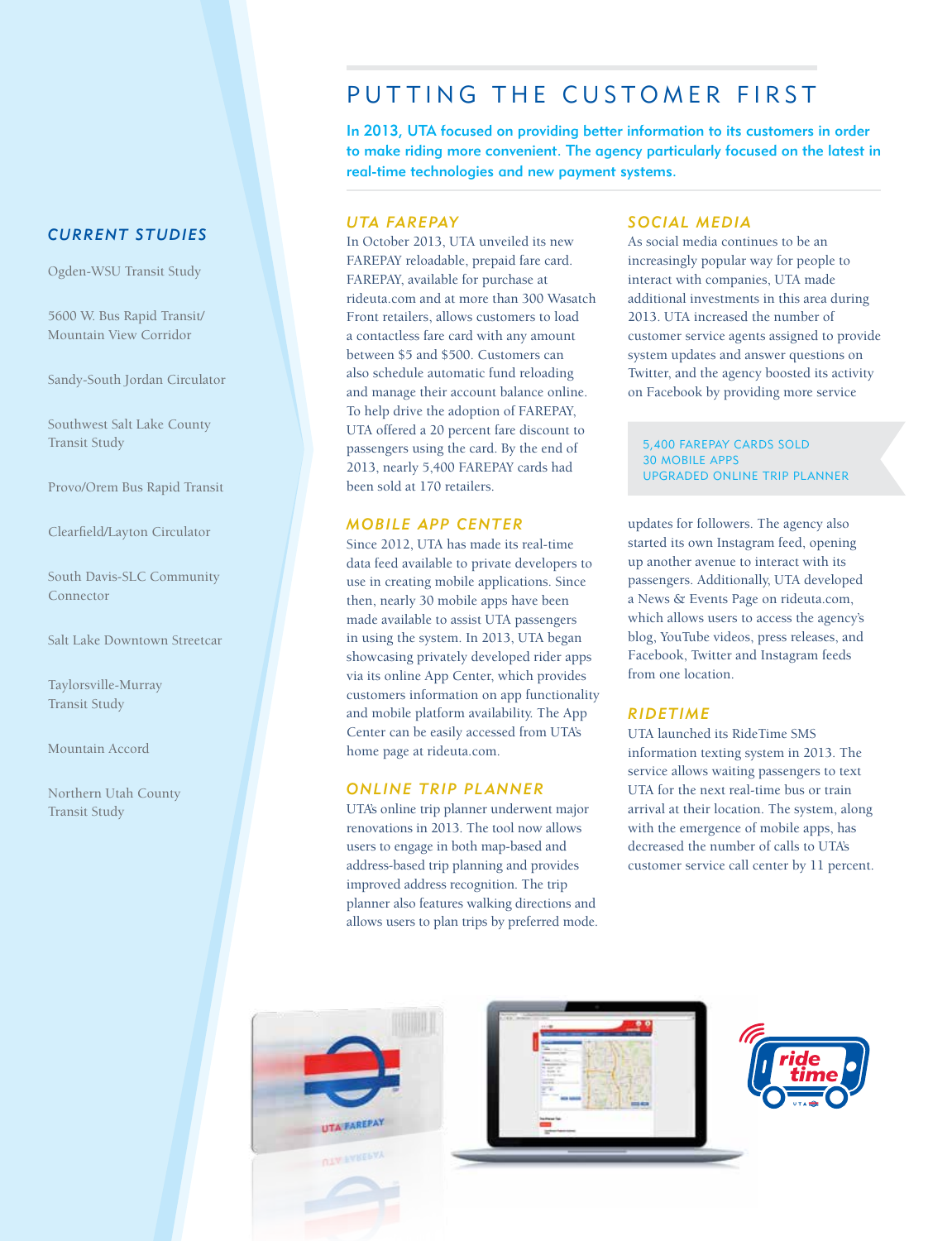# PUTTING THE CUSTOMER FIRST

In 2013, UTA focused on providing better information to its customers in order to make riding more convenient. The agency particularly focused on the latest in real-time technologies and new payment systems.

## *UTA FAREPAY*

In October 2013, UTA unveiled its new FAREPAY reloadable, prepaid fare card. FAREPAY, available for purchase at rideuta.com and at more than 300 Wasatch Front retailers, allows customers to load a contactless fare card with any amount between $5 and $500. Customers can also schedule automatic fund reloading and manage their account balance online. To help drive the adoption of FAREPAY, UTA offered a 20 percent fare discount to passengers using the card. By the end of 2013, nearly 5,400 FAREPAY cards had been sold at 170 retailers.

## *MOBILE APP CENTER*

Since 2012, UTA has made its real-time data feed available to private developers to use in creating mobile applications. Since then, nearly 30 mobile apps have been made available to assist UTA passengers in using the system. In 2013, UTA began showcasing privately developed rider apps via its online App Center, which provides customers information on app functionality and mobile platform availability. The App Center can be easily accessed from UTA's home page at rideuta.com.

## *ONLINE TRIP PLANNER*

UTA's online trip planner underwent major renovations in 2013. The tool now allows users to engage in both map-based and address-based trip planning and provides improved address recognition. The trip planner also features walking directions and allows users to plan trips by preferred mode.

## *SOCIAL MEDIA*

As social media continues to be an increasingly popular way for people to interact with companies, UTA made additional investments in this area during 2013. UTA increased the number of customer service agents assigned to provide system updates and answer questions on Twitter, and the agency boosted its activity on Facebook by providing more service updates for followers. The agency also started its own Instagram feed, opening up another avenue to interact with its passengers. Additionally, UTA developed a News & Events Page on rideuta.com, which allows users to access the agency's blog, YouTube videos, press releases, and Facebook, Twitter and Instagram feeds from one location.

5,400 FAREPAY CARDS SOLD
30 MOBILE APPS
UPGRADED ONLINE TRIP PLANNER

## *RIDETIME*

UTA launched its RideTime SMS information texting system in 2013. The service allows waiting passengers to text UTA for the next real-time bus or train arrival at their location. The system, along with the emergence of mobile apps, has decreased the number of calls to UTA's customer service call center by 11 percent.

## *CURRENT STUDIES*

Ogden-WSU Transit Study

5600 W. Bus Rapid Transit/ Mountain View Corridor

Sandy-South Jordan Circulator

Southwest Salt Lake County Transit Study

Provo/Orem Bus Rapid Transit

Clearfield/Layton Circulator

South Davis-SLC Community Connector

Salt Lake Downtown Streetcar

Taylorsville-Murray Transit Study

Mountain Accord

Northern Utah County Transit Study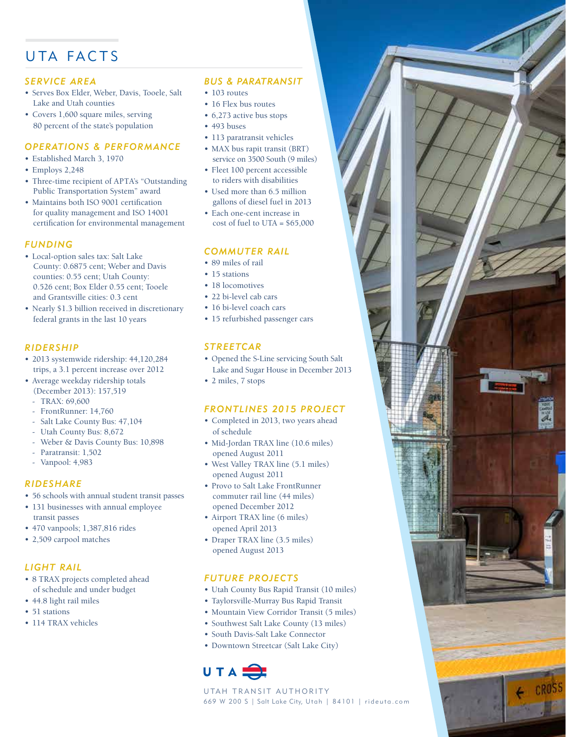# UTA FACTS

## SERVICE AREA

- Serves Box Elder, Weber, Davis, Tooele, Salt Lake and Utah counties
- Covers 1,600 square miles, serving 80 percent of the state's population

## OPERATIONS & PERFORMANCE

- Established March 3, 1970
- Employs 2,248
- Three-time recipient of APTA's "Outstanding Public Transportation System" award
- Maintains both ISO 9001 certification for quality management and ISO 14001 certification for environmental management

## FUNDING

- Local-option sales tax: Salt Lake County: 0.6875 cent; Weber and Davis counties: 0.55 cent; Utah County: 0.526 cent; Box Elder 0.55 cent; Tooele and Grantsville cities: 0.3 cent
- Nearly $1.3 billion received in discretionary federal grants in the last 10 years

## RIDERSHIP

- 2013 systemwide ridership: 44,120,284 trips, a 3.1 percent increase over 2012
- Average weekday ridership totals (December 2013): 157,519
  - TRAX: 69,600
  - FrontRunner: 14,760
  - Salt Lake County Bus: 47,104
  - Utah County Bus: 8,672
  - Weber & Davis County Bus: 10,898
  - Paratransit: 1,502
  - Vanpool: 4,983

## RIDESHARE

- 56 schools with annual student transit passes
- 131 businesses with annual employee transit passes
- 470 vanpools; 1,387,816 rides
- 2,509 carpool matches

## LIGHT RAIL

- 8 TRAX projects completed ahead of schedule and under budget
- 44.8 light rail miles
- 51 stations
- 114 TRAX vehicles

## BUS & PARATRANSIT

- 103 routes
- 16 Flex bus routes
- 6,273 active bus stops
- 493 buses
- 113 paratransit vehicles
- MAX bus rapit transit (BRT) service on 3500 South (9 miles)
- Fleet 100 percent accessible to riders with disabilities
- Used more than 6.5 million gallons of diesel fuel in 2013
- Each one-cent increase in cost of fuel to UTA = $65,000

## COMMUTER RAIL

- 89 miles of rail
- 15 stations
- 18 locomotives
- 22 bi-level cab cars
- 16 bi-level coach cars
- 15 refurbished passenger cars

## STREETCAR

- Opened the S-Line servicing South Salt Lake and Sugar House in December 2013
- 2 miles, 7 stops

## FRONTLINES 2015 PROJECT

- Completed in 2013, two years ahead of schedule
- Mid-Jordan TRAX line (10.6 miles) opened August 2011
- West Valley TRAX line (5.1 miles) opened August 2011
- Provo to Salt Lake FrontRunner commuter rail line (44 miles) opened December 2012
- Airport TRAX line (6 miles) opened April 2013
- Draper TRAX line (3.5 miles) opened August 2013

## FUTURE PROJECTS

- Utah County Bus Rapid Transit (10 miles)
- Taylorsville-Murray Bus Rapid Transit
- Mountain View Corridor Transit (5 miles)
- Southwest Salt Lake County (13 miles)
- South Davis-Salt Lake Connector
- Downtown Streetcar (Salt Lake City)

UTA

UTAH TRANSIT AUTHORITY
669 W 200 S | Salt Lake City, Utah | 84101 | rideuta.com